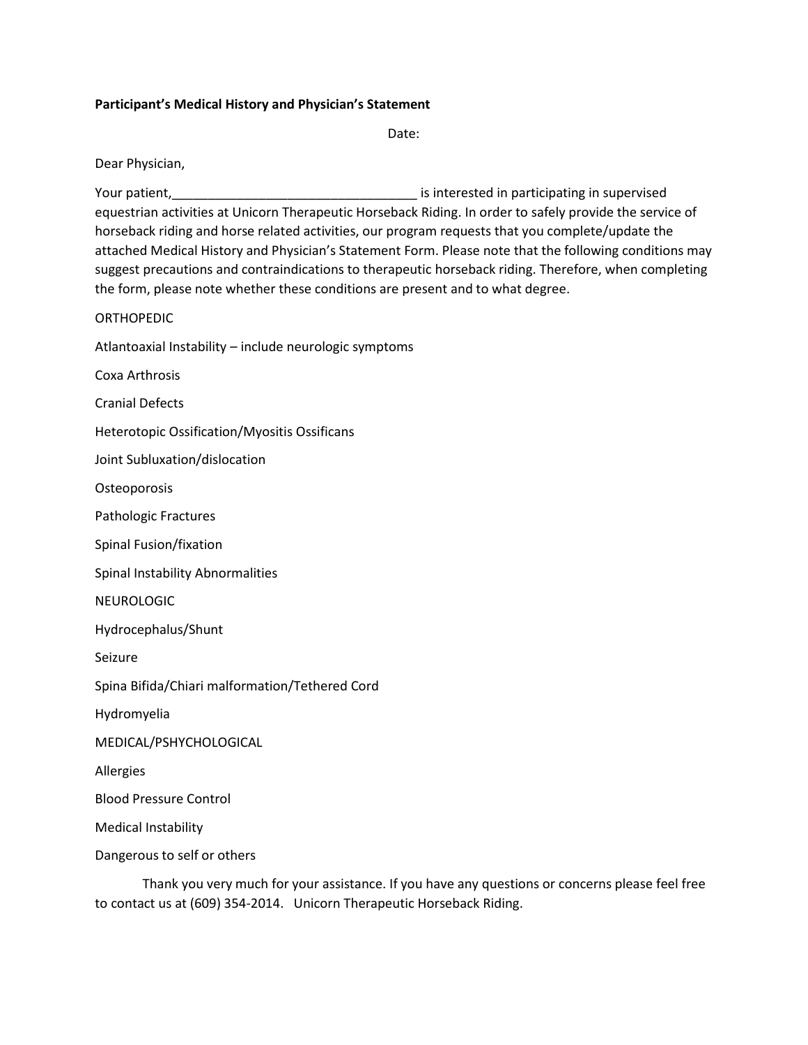**Participant's Medical History and Physician's Statement**

Date:

Dear Physician,

Your patient,__________________________________ is interested in participating in supervised equestrian activities at Unicorn Therapeutic Horseback Riding. In order to safely provide the service of horseback riding and horse related activities, our program requests that you complete/update the attached Medical History and Physician's Statement Form. Please note that the following conditions may suggest precautions and contraindications to therapeutic horseback riding. Therefore, when completing the form, please note whether these conditions are present and to what degree.

ORTHOPEDIC

Atlantoaxial Instability – include neurologic symptoms

Coxa Arthrosis

Cranial Defects

Heterotopic Ossification/Myositis Ossificans

Joint Subluxation/dislocation

Osteoporosis

Pathologic Fractures

Spinal Fusion/fixation

Spinal Instability Abnormalities

NEUROLOGIC

Hydrocephalus/Shunt

Seizure

Spina Bifida/Chiari malformation/Tethered Cord

Hydromyelia

MEDICAL/PSHYCHOLOGICAL

Allergies

Blood Pressure Control

Medical Instability

Dangerous to self or others

Thank you very much for your assistance. If you have any questions or concerns please feel free to contact us at (609) 354-2014. Unicorn Therapeutic Horseback Riding.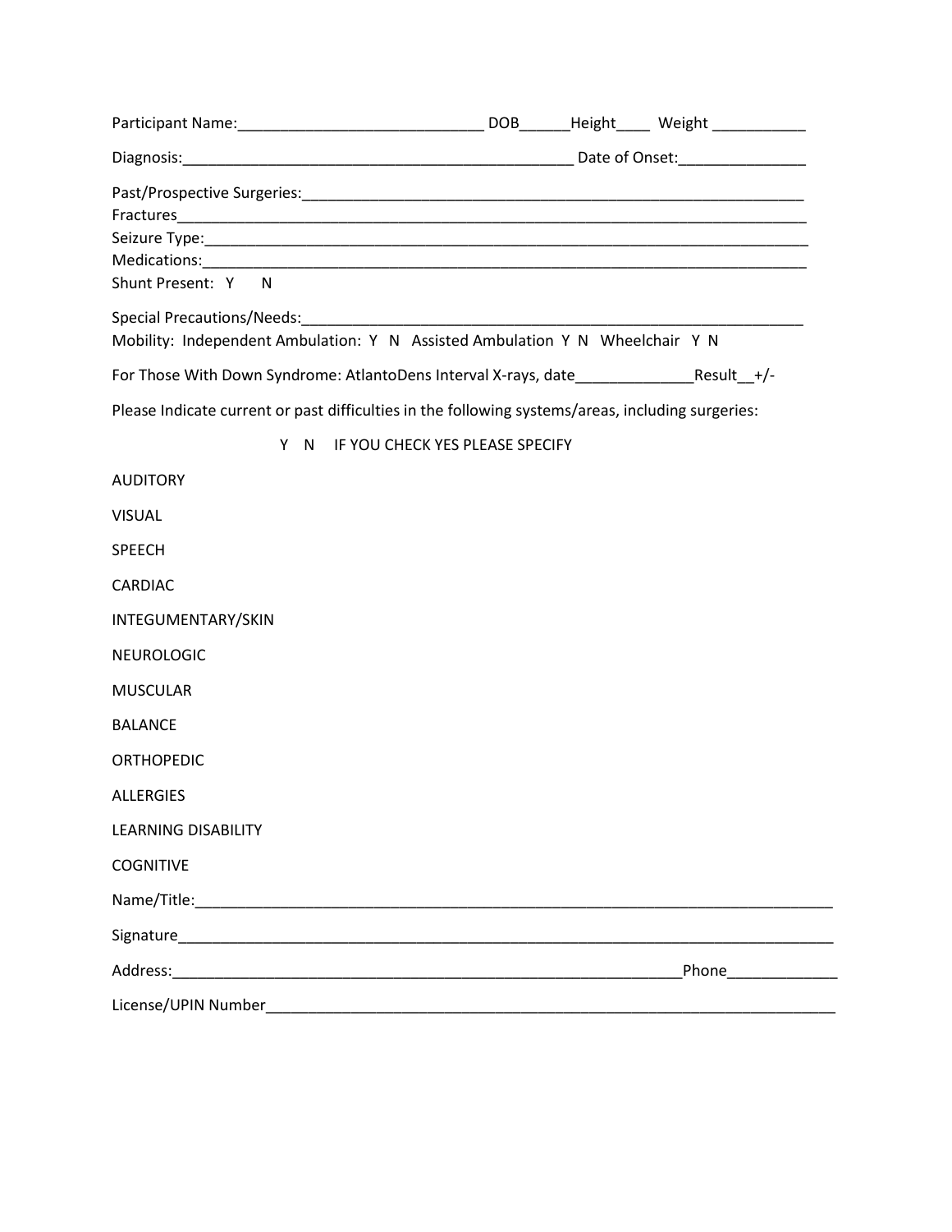Participant Name:_____________________________ DOB______Height____ Weight ___________

Diagnosis:_______________________________________________ Date of Onset:_______________

Past/Prospective Surgeries:____________________________________________________________
Fractures____________________________________________________________________________
Seizure Type:_________________________________________________________________________
Medications:__________________________________________________________________________
Shunt Present: Y N

Special Precautions/Needs:______________________________________________________________
Mobility: Independent Ambulation: Y N Assisted Ambulation Y N Wheelchair Y N

For Those With Down Syndrome: AtlantoDens Interval X-rays, date______________Result__+/-

Please Indicate current or past difficulties in the following systems/areas, including surgeries:

| | Y | N | IF YOU CHECK YES PLEASE SPECIFY |
|---|---|---|---|
| AUDITORY | | | |
| VISUAL | | | |
| SPEECH | | | |
| CARDIAC | | | |
| INTEGUMENTARY/SKIN | | | |
| NEUROLOGIC | | | |
| MUSCULAR | | | |
| BALANCE | | | |
| ORTHOPEDIC | | | |
| ALLERGIES | | | |
| LEARNING DISABILITY | | | |
| COGNITIVE | | | |

Name/Title:__________________________________________________________________________

Signature____________________________________________________________________________

Address:_______________________________________________________________Phone_____________

License/UPIN Number_____________________________________________________________________